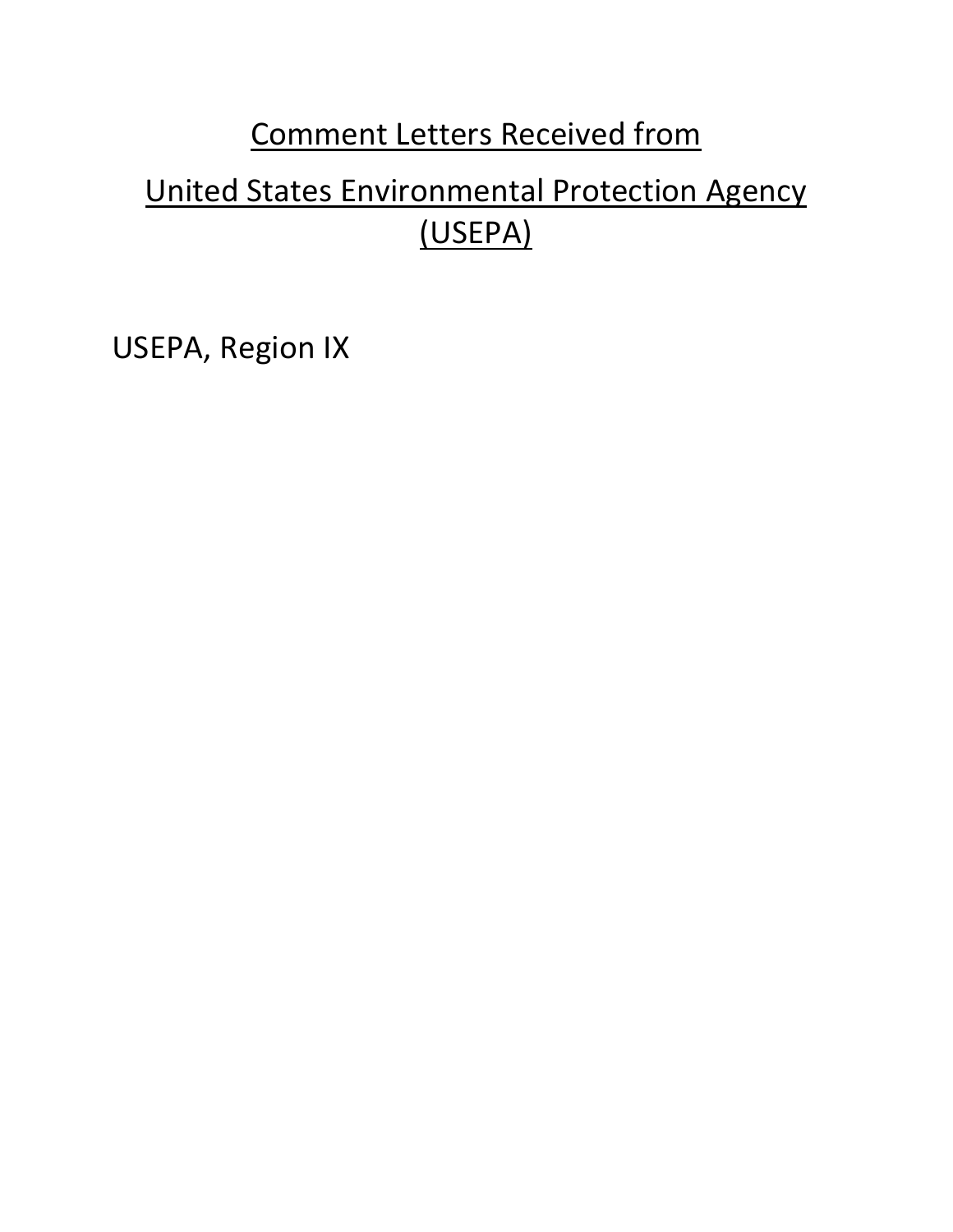# Comment Letters Received from

# United States Environmental Protection Agency (USEPA)

USEPA, Region IX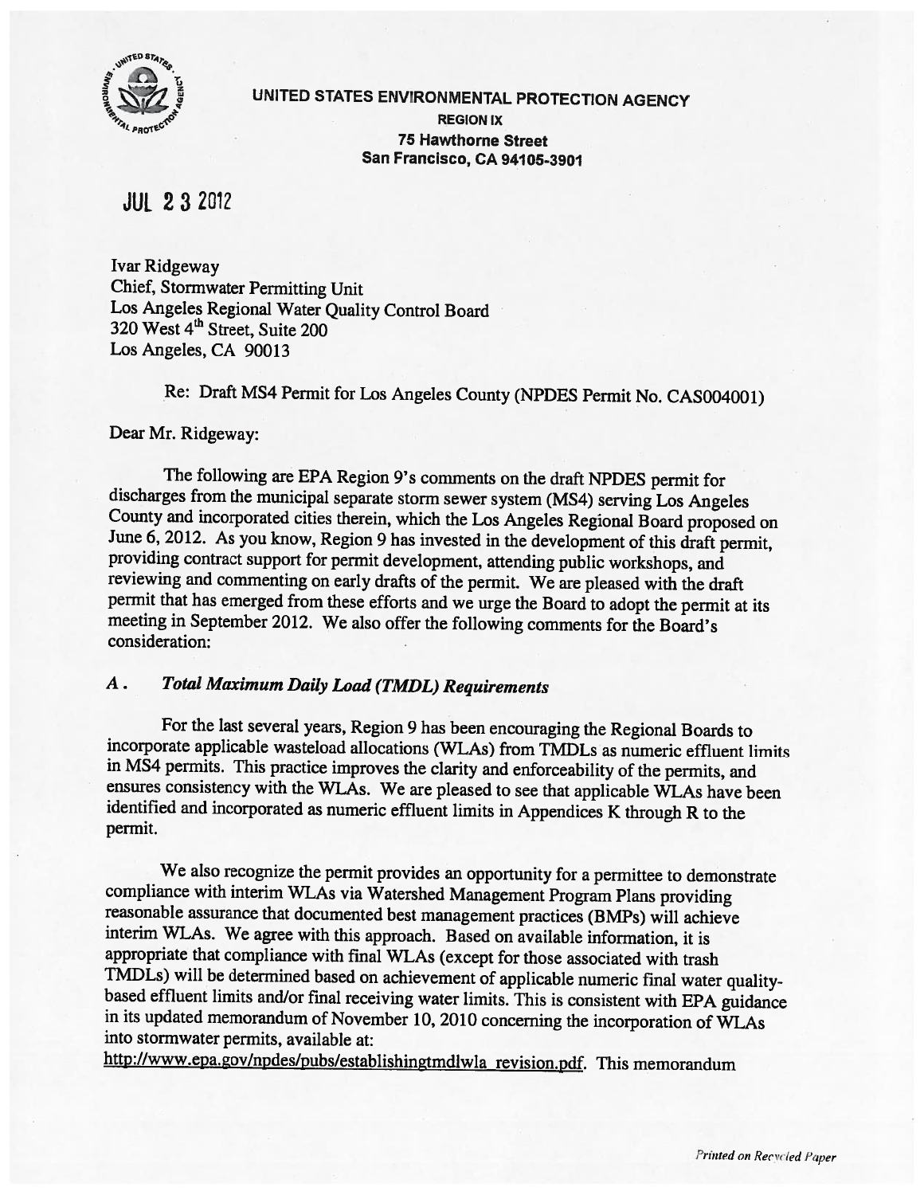UNITED STATES ENVIRONMENTAL PROTECTION AGENCY
REGION IX
75 Hawthorne Street
San Francisco, CA 94105-3901

JUL 23 2012

Ivar Ridgeway
Chief, Stormwater Permitting Unit
Los Angeles Regional Water Quality Control Board
320 West 4th Street, Suite 200
Los Angeles, CA 90013

Re: Draft MS4 Permit for Los Angeles County (NPDES Permit No. CAS004001)

Dear Mr. Ridgeway:

The following are EPA Region 9's comments on the draft NPDES permit for discharges from the municipal separate storm sewer system (MS4) serving Los Angeles County and incorporated cities therein, which the Los Angeles Regional Board proposed on June 6, 2012. As you know, Region 9 has invested in the development of this draft permit, providing contract support for permit development, attending public workshops, and reviewing and commenting on early drafts of the permit. We are pleased with the draft permit that has emerged from these efforts and we urge the Board to adopt the permit at its meeting in September 2012. We also offer the following comments for the Board's consideration:

## *A. Total Maximum Daily Load (TMDL) Requirements*

For the last several years, Region 9 has been encouraging the Regional Boards to incorporate applicable wasteload allocations (WLAs) from TMDLs as numeric effluent limits in MS4 permits. This practice improves the clarity and enforceability of the permits, and ensures consistency with the WLAs. We are pleased to see that applicable WLAs have been identified and incorporated as numeric effluent limits in Appendices K through R to the permit.

We also recognize the permit provides an opportunity for a permittee to demonstrate compliance with interim WLAs via Watershed Management Program Plans providing reasonable assurance that documented best management practices (BMPs) will achieve interim WLAs. We agree with this approach. Based on available information, it is appropriate that compliance with final WLAs (except for those associated with trash TMDLs) will be determined based on achievement of applicable numeric final water quality-based effluent limits and/or final receiving water limits. This is consistent with EPA guidance in its updated memorandum of November 10, 2010 concerning the incorporation of WLAs into stormwater permits, available at: http://www.epa.gov/npdes/pubs/establishingtmdlwla_revision.pdf. This memorandum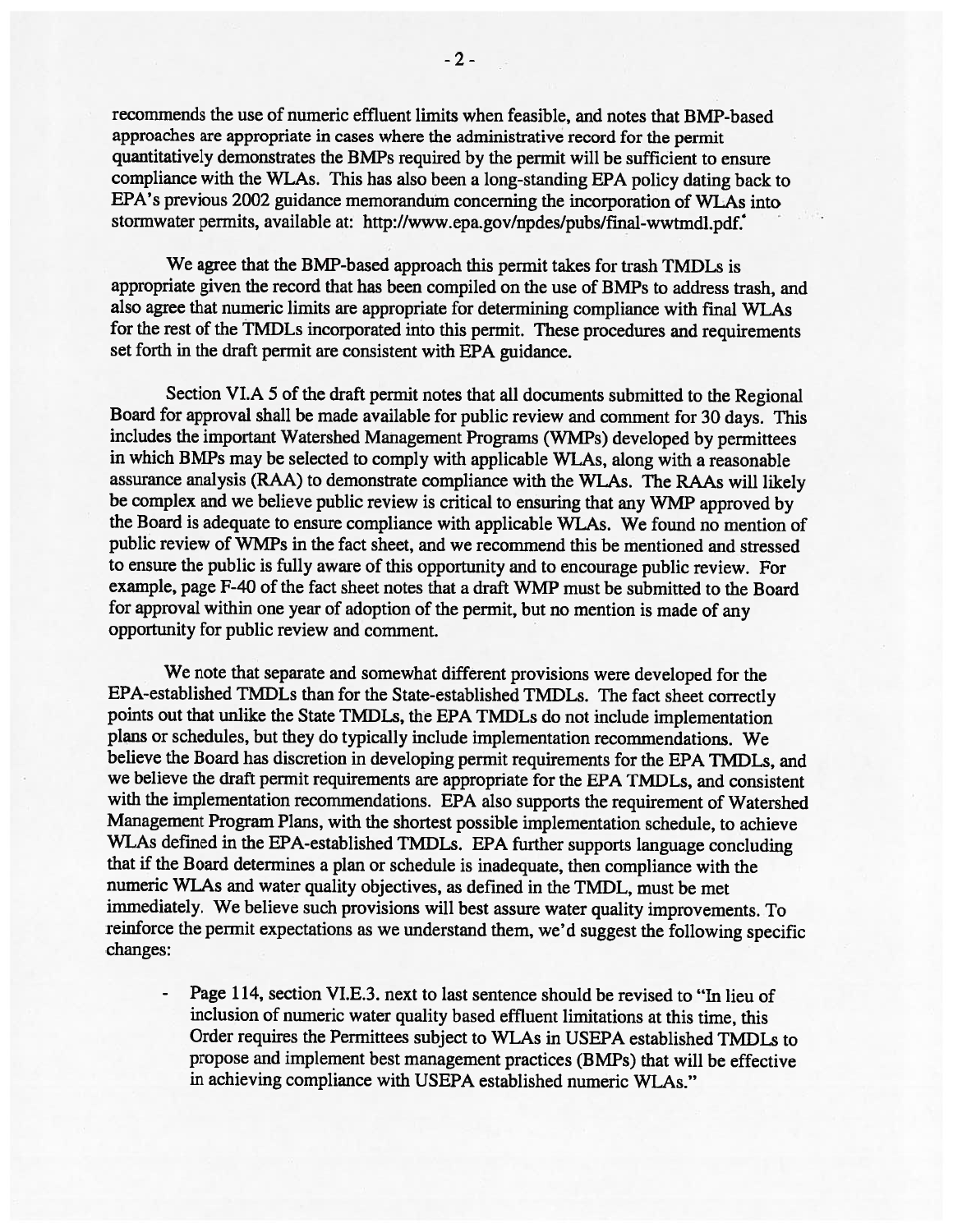recommends the use of numeric effluent limits when feasible, and notes that BMP-based approaches are appropriate in cases where the administrative record for the permit quantitatively demonstrates the BMPs required by the permit will be sufficient to ensure compliance with the WLAs. This has also been a long-standing EPA policy dating back to EPA's previous 2002 guidance memorandum concerning the incorporation of WLAs into stormwater permits, available at: http://www.epa.gov/npdes/pubs/final-wwtmdl.pdf.

We agree that the BMP-based approach this permit takes for trash TMDLs is appropriate given the record that has been compiled on the use of BMPs to address trash, and also agree that numeric limits are appropriate for determining compliance with final WLAs for the rest of the TMDLs incorporated into this permit. These procedures and requirements set forth in the draft permit are consistent with EPA guidance.

Section VI.A 5 of the draft permit notes that all documents submitted to the Regional Board for approval shall be made available for public review and comment for 30 days. This includes the important Watershed Management Programs (WMPs) developed by permittees in which BMPs may be selected to comply with applicable WLAs, along with a reasonable assurance analysis (RAA) to demonstrate compliance with the WLAs. The RAAs will likely be complex and we believe public review is critical to ensuring that any WMP approved by the Board is adequate to ensure compliance with applicable WLAs. We found no mention of public review of WMPs in the fact sheet, and we recommend this be mentioned and stressed to ensure the public is fully aware of this opportunity and to encourage public review. For example, page F-40 of the fact sheet notes that a draft WMP must be submitted to the Board for approval within one year of adoption of the permit, but no mention is made of any opportunity for public review and comment.

We note that separate and somewhat different provisions were developed for the EPA-established TMDLs than for the State-established TMDLs. The fact sheet correctly points out that unlike the State TMDLs, the EPA TMDLs do not include implementation plans or schedules, but they do typically include implementation recommendations. We believe the Board has discretion in developing permit requirements for the EPA TMDLs, and we believe the draft permit requirements are appropriate for the EPA TMDLs, and consistent with the implementation recommendations. EPA also supports the requirement of Watershed Management Program Plans, with the shortest possible implementation schedule, to achieve WLAs defined in the EPA-established TMDLs. EPA further supports language concluding that if the Board determines a plan or schedule is inadequate, then compliance with the numeric WLAs and water quality objectives, as defined in the TMDL, must be met immediately. We believe such provisions will best assure water quality improvements. To reinforce the permit expectations as we understand them, we'd suggest the following specific changes:

- Page 114, section VI.E.3. next to last sentence should be revised to "In lieu of inclusion of numeric water quality based effluent limitations at this time, this Order requires the Permittees subject to WLAs in USEPA established TMDLs to propose and implement best management practices (BMPs) that will be effective in achieving compliance with USEPA established numeric WLAs."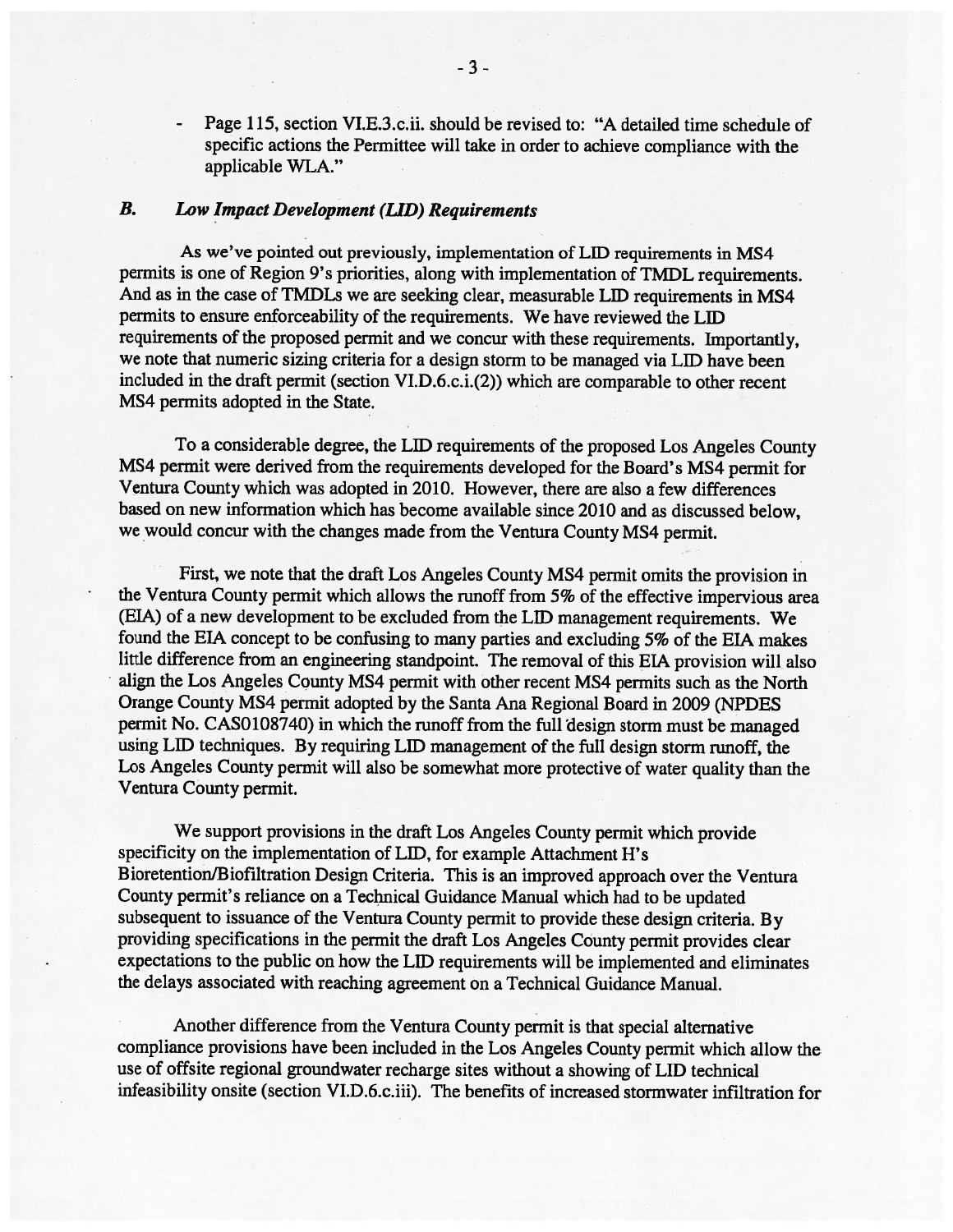- Page 115, section VI.E.3.c.ii. should be revised to: "A detailed time schedule of specific actions the Permittee will take in order to achieve compliance with the applicable WLA."

### *B. Low Impact Development (LID) Requirements*

As we've pointed out previously, implementation of LID requirements in MS4 permits is one of Region 9's priorities, along with implementation of TMDL requirements. And as in the case of TMDLs we are seeking clear, measurable LID requirements in MS4 permits to ensure enforceability of the requirements. We have reviewed the LID requirements of the proposed permit and we concur with these requirements. Importantly, we note that numeric sizing criteria for a design storm to be managed via LID have been included in the draft permit (section VI.D.6.c.i.(2)) which are comparable to other recent MS4 permits adopted in the State.

To a considerable degree, the LID requirements of the proposed Los Angeles County MS4 permit were derived from the requirements developed for the Board's MS4 permit for Ventura County which was adopted in 2010. However, there are also a few differences based on new information which has become available since 2010 and as discussed below, we would concur with the changes made from the Ventura County MS4 permit.

First, we note that the draft Los Angeles County MS4 permit omits the provision in the Ventura County permit which allows the runoff from 5% of the effective impervious area (EIA) of a new development to be excluded from the LID management requirements. We found the EIA concept to be confusing to many parties and excluding 5% of the EIA makes little difference from an engineering standpoint. The removal of this EIA provision will also align the Los Angeles County MS4 permit with other recent MS4 permits such as the North Orange County MS4 permit adopted by the Santa Ana Regional Board in 2009 (NPDES permit No. CAS0108740) in which the runoff from the full design storm must be managed using LID techniques. By requiring LID management of the full design storm runoff, the Los Angeles County permit will also be somewhat more protective of water quality than the Ventura County permit.

We support provisions in the draft Los Angeles County permit which provide specificity on the implementation of LID, for example Attachment H's Bioretention/Biofiltration Design Criteria. This is an improved approach over the Ventura County permit's reliance on a Technical Guidance Manual which had to be updated subsequent to issuance of the Ventura County permit to provide these design criteria. By providing specifications in the permit the draft Los Angeles County permit provides clear expectations to the public on how the LID requirements will be implemented and eliminates the delays associated with reaching agreement on a Technical Guidance Manual.

Another difference from the Ventura County permit is that special alternative compliance provisions have been included in the Los Angeles County permit which allow the use of offsite regional groundwater recharge sites without a showing of LID technical infeasibility onsite (section VI.D.6.c.iii). The benefits of increased stormwater infiltration for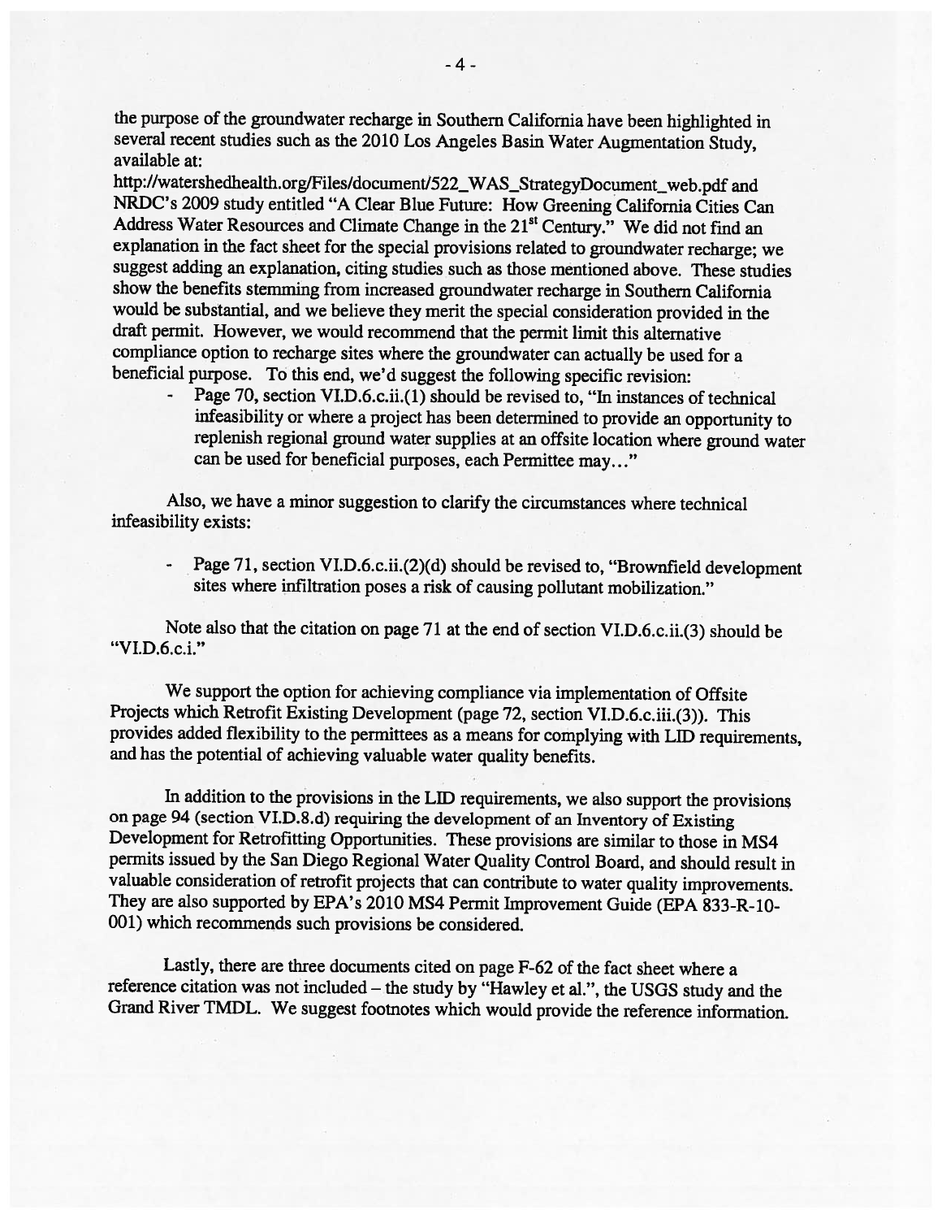the purpose of the groundwater recharge in Southern California have been highlighted in several recent studies such as the 2010 Los Angeles Basin Water Augmentation Study, available at:
http://watershedhealth.org/Files/document/522_WAS_StrategyDocument_web.pdf and NRDC's 2009 study entitled "A Clear Blue Future: How Greening California Cities Can Address Water Resources and Climate Change in the 21st Century." We did not find an explanation in the fact sheet for the special provisions related to groundwater recharge; we suggest adding an explanation, citing studies such as those mentioned above. These studies show the benefits stemming from increased groundwater recharge in Southern California would be substantial, and we believe they merit the special consideration provided in the draft permit. However, we would recommend that the permit limit this alternative compliance option to recharge sites where the groundwater can actually be used for a beneficial purpose. To this end, we'd suggest the following specific revision:

- Page 70, section VI.D.6.c.ii.(1) should be revised to, "In instances of technical infeasibility or where a project has been determined to provide an opportunity to replenish regional ground water supplies at an offsite location where ground water can be used for beneficial purposes, each Permittee may..."

Also, we have a minor suggestion to clarify the circumstances where technical infeasibility exists:

- Page 71, section VI.D.6.c.ii.(2)(d) should be revised to, "Brownfield development sites where infiltration poses a risk of causing pollutant mobilization."

Note also that the citation on page 71 at the end of section VI.D.6.c.ii.(3) should be "VI.D.6.c.i."

We support the option for achieving compliance via implementation of Offsite Projects which Retrofit Existing Development (page 72, section VI.D.6.c.iii.(3)). This provides added flexibility to the permittees as a means for complying with LID requirements, and has the potential of achieving valuable water quality benefits.

In addition to the provisions in the LID requirements, we also support the provisions on page 94 (section VI.D.8.d) requiring the development of an Inventory of Existing Development for Retrofitting Opportunities. These provisions are similar to those in MS4 permits issued by the San Diego Regional Water Quality Control Board, and should result in valuable consideration of retrofit projects that can contribute to water quality improvements. They are also supported by EPA's 2010 MS4 Permit Improvement Guide (EPA 833-R-10-001) which recommends such provisions be considered.

Lastly, there are three documents cited on page F-62 of the fact sheet where a reference citation was not included – the study by "Hawley et al.", the USGS study and the Grand River TMDL. We suggest footnotes which would provide the reference information.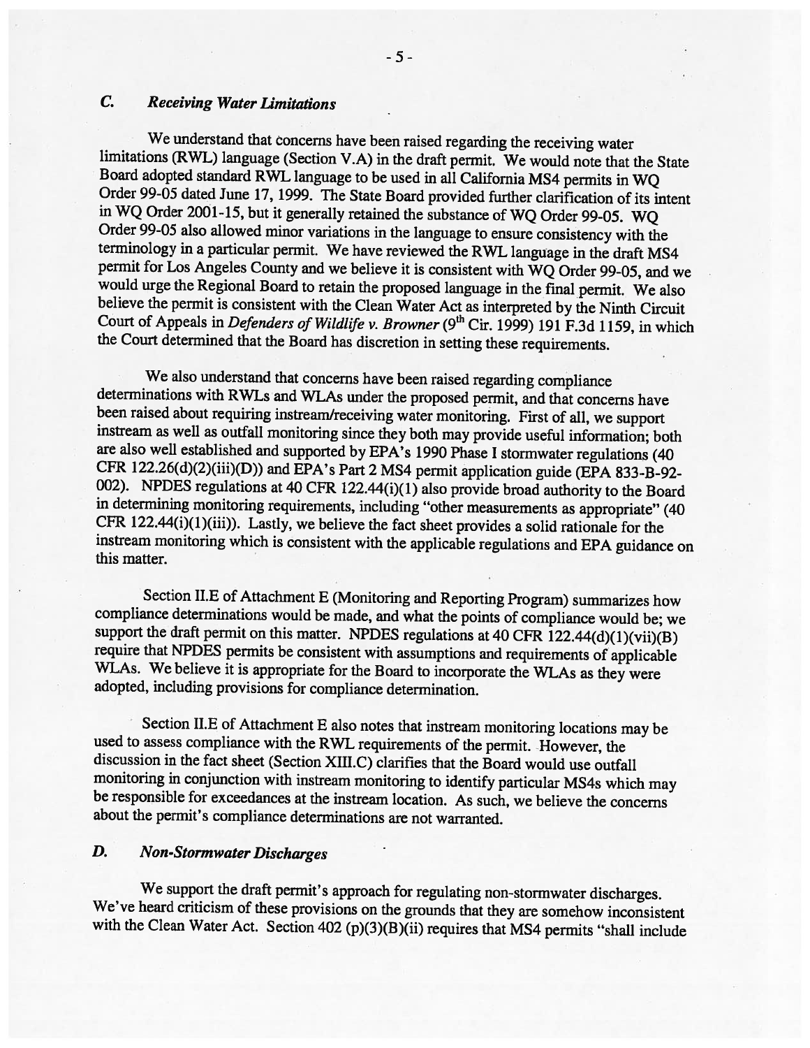### *C. Receiving Water Limitations*

We understand that concerns have been raised regarding the receiving water limitations (RWL) language (Section V.A) in the draft permit. We would note that the State Board adopted standard RWL language to be used in all California MS4 permits in WQ Order 99-05 dated June 17, 1999. The State Board provided further clarification of its intent in WQ Order 2001-15, but it generally retained the substance of WQ Order 99-05. WQ Order 99-05 also allowed minor variations in the language to ensure consistency with the terminology in a particular permit. We have reviewed the RWL language in the draft MS4 permit for Los Angeles County and we believe it is consistent with WQ Order 99-05, and we would urge the Regional Board to retain the proposed language in the final permit. We also believe the permit is consistent with the Clean Water Act as interpreted by the Ninth Circuit Court of Appeals in *Defenders of Wildlife v. Browner* (9th Cir. 1999) 191 F.3d 1159, in which the Court determined that the Board has discretion in setting these requirements.

We also understand that concerns have been raised regarding compliance determinations with RWLs and WLAs under the proposed permit, and that concerns have been raised about requiring instream/receiving water monitoring. First of all, we support instream as well as outfall monitoring since they both may provide useful information; both are also well established and supported by EPA's 1990 Phase I stormwater regulations (40 CFR 122.26(d)(2)(iii)(D)) and EPA's Part 2 MS4 permit application guide (EPA 833-B-92-002). NPDES regulations at 40 CFR 122.44(i)(1) also provide broad authority to the Board in determining monitoring requirements, including "other measurements as appropriate" (40 CFR 122.44(i)(1)(iii)). Lastly, we believe the fact sheet provides a solid rationale for the instream monitoring which is consistent with the applicable regulations and EPA guidance on this matter.

Section II.E of Attachment E (Monitoring and Reporting Program) summarizes how compliance determinations would be made, and what the points of compliance would be; we support the draft permit on this matter. NPDES regulations at 40 CFR 122.44(d)(1)(vii)(B) require that NPDES permits be consistent with assumptions and requirements of applicable WLAs. We believe it is appropriate for the Board to incorporate the WLAs as they were adopted, including provisions for compliance determination.

Section II.E of Attachment E also notes that instream monitoring locations may be used to assess compliance with the RWL requirements of the permit. However, the discussion in the fact sheet (Section XIII.C) clarifies that the Board would use outfall monitoring in conjunction with instream monitoring to identify particular MS4s which may be responsible for exceedances at the instream location. As such, we believe the concerns about the permit's compliance determinations are not warranted.

### *D. Non-Stormwater Discharges*

We support the draft permit's approach for regulating non-stormwater discharges. We've heard criticism of these provisions on the grounds that they are somehow inconsistent with the Clean Water Act. Section 402 (p)(3)(B)(ii) requires that MS4 permits "shall include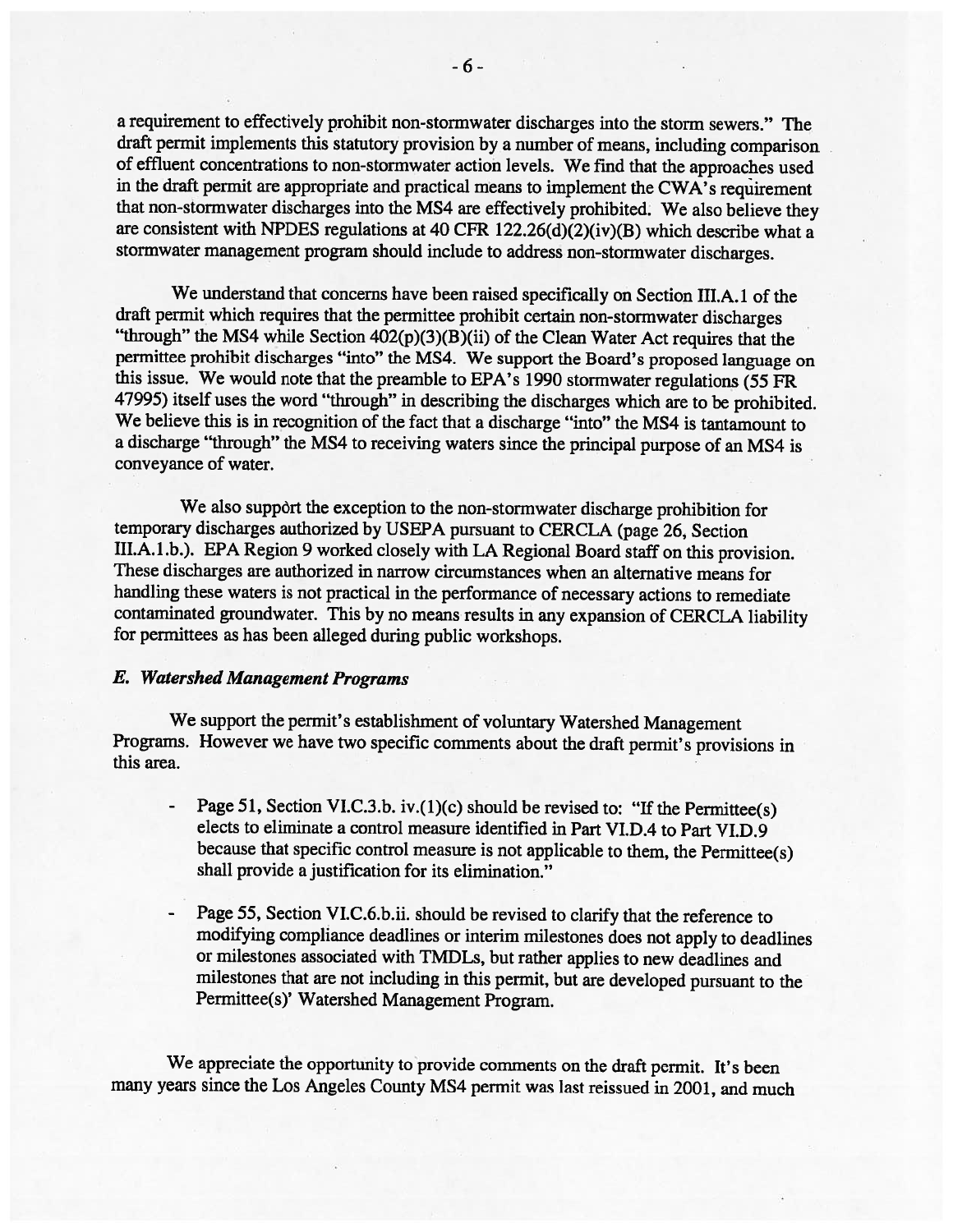a requirement to effectively prohibit non-stormwater discharges into the storm sewers." The draft permit implements this statutory provision by a number of means, including comparison of effluent concentrations to non-stormwater action levels. We find that the approaches used in the draft permit are appropriate and practical means to implement the CWA's requirement that non-stormwater discharges into the MS4 are effectively prohibited. We also believe they are consistent with NPDES regulations at 40 CFR 122.26(d)(2)(iv)(B) which describe what a stormwater management program should include to address non-stormwater discharges.

We understand that concerns have been raised specifically on Section III.A.1 of the draft permit which requires that the permittee prohibit certain non-stormwater discharges "through" the MS4 while Section 402(p)(3)(B)(ii) of the Clean Water Act requires that the permittee prohibit discharges "into" the MS4. We support the Board's proposed language on this issue. We would note that the preamble to EPA's 1990 stormwater regulations (55 FR 47995) itself uses the word "through" in describing the discharges which are to be prohibited. We believe this is in recognition of the fact that a discharge "into" the MS4 is tantamount to a discharge "through" the MS4 to receiving waters since the principal purpose of an MS4 is conveyance of water.

We also support the exception to the non-stormwater discharge prohibition for temporary discharges authorized by USEPA pursuant to CERCLA (page 26, Section III.A.1.b.). EPA Region 9 worked closely with LA Regional Board staff on this provision. These discharges are authorized in narrow circumstances when an alternative means for handling these waters is not practical in the performance of necessary actions to remediate contaminated groundwater. This by no means results in any expansion of CERCLA liability for permittees as has been alleged during public workshops.

### *E. Watershed Management Programs*

We support the permit's establishment of voluntary Watershed Management Programs. However we have two specific comments about the draft permit's provisions in this area.

- Page 51, Section VI.C.3.b. iv.(1)(c) should be revised to: "If the Permittee(s) elects to eliminate a control measure identified in Part VI.D.4 to Part VI.D.9 because that specific control measure is not applicable to them, the Permittee(s) shall provide a justification for its elimination."

- Page 55, Section VI.C.6.b.ii. should be revised to clarify that the reference to modifying compliance deadlines or interim milestones does not apply to deadlines or milestones associated with TMDLs, but rather applies to new deadlines and milestones that are not including in this permit, but are developed pursuant to the Permittee(s)' Watershed Management Program.

We appreciate the opportunity to provide comments on the draft permit. It's been many years since the Los Angeles County MS4 permit was last reissued in 2001, and much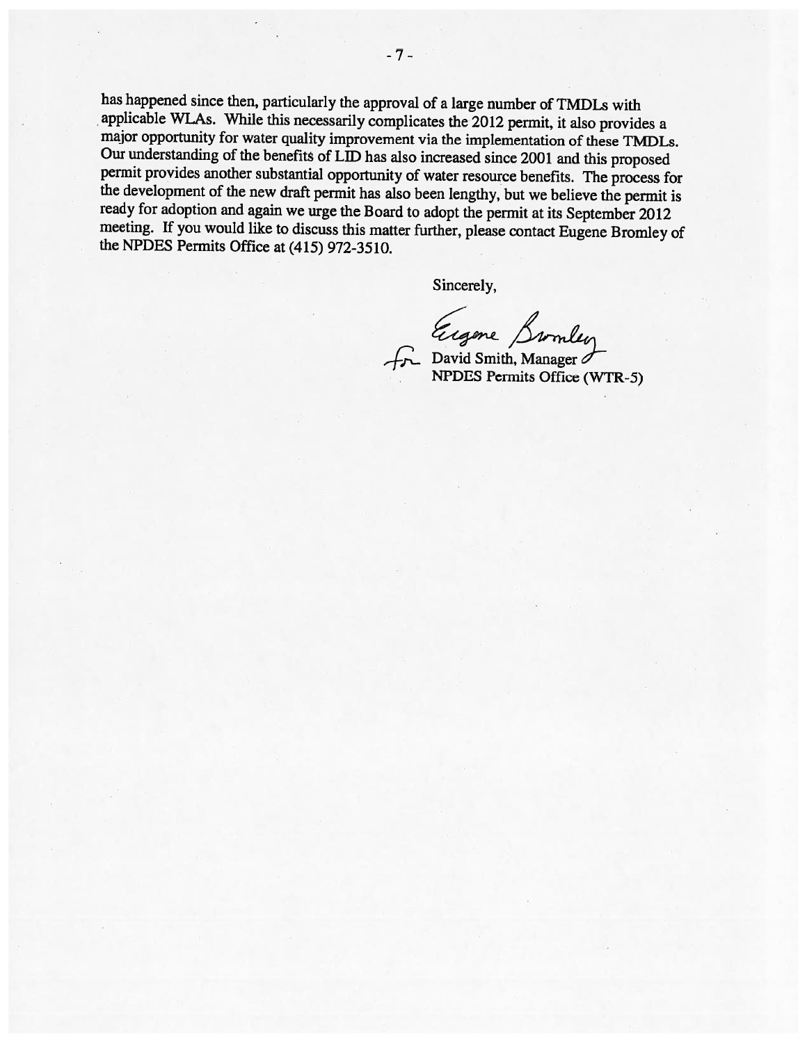has happened since then, particularly the approval of a large number of TMDLs with applicable WLAs. While this necessarily complicates the 2012 permit, it also provides a major opportunity for water quality improvement via the implementation of these TMDLs. Our understanding of the benefits of LID has also increased since 2001 and this proposed permit provides another substantial opportunity of water resource benefits. The process for the development of the new draft permit has also been lengthy, but we believe the permit is ready for adoption and again we urge the Board to adopt the permit at its September 2012 meeting. If you would like to discuss this matter further, please contact Eugene Bromley of the NPDES Permits Office at (415) 972-3510.

Sincerely,

Eugene Bromley

for David Smith, Manager
NPDES Permits Office (WTR-5)